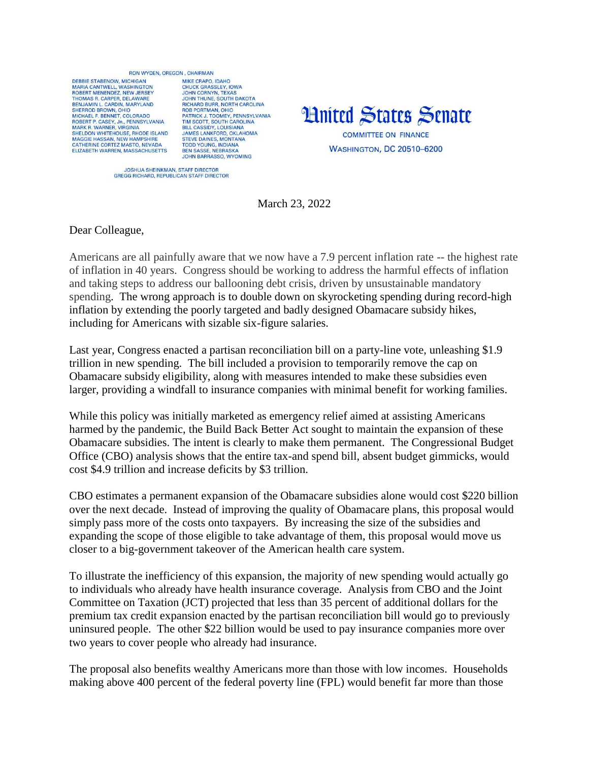RON WYDEN, OREGON, CHAIRMAN

DEBBIE STABENOW, MICHIGAN
MARIA CANTWELL, WASHINGTON
ROBERT MENENDEZ, NEW JERSEY
THOMAS R. CARPER, DELAWARE
BENJAMIN L. CARDIN, MARYLAND
SHERROD BROWN, OHIO
MICHAEL F. BENNET, COLORADO
ROBERT P. CASEY, JR., PENNSYLVANIA
MARK R. WARNER, VIRGINIA
SHELDON WHITEHOUSE, RHODE ISLAND
MAGGIE HASSAN, NEW HAMPSHIRE
CATHERINE CORTEZ MASTO, NEVADA
ELIZABETH WARREN, MASSACHUSETTS

MIKE CRAPO, IDAHO
CHUCK GRASSLEY, IOWA
JOHN CORNYN, TEXAS
JOHN THUNE, SOUTH DAKOTA
RICHARD BURR, NORTH CAROLINA
ROB PORTMAN, OHIO
PATRICK J. TOOMEY, PENNSYLVANIA
TIM SCOTT, SOUTH CAROLINA
BILL CASSIDY, LOUISIANA
JAMES LANKFORD, OKLAHOMA
STEVE DAINES, MONTANA
TODD YOUNG, INDIANA
BEN SASSE, NEBRASKA
JOHN BARRASSO, WYOMING

JOSHUA SHEINKMAN, STAFF DIRECTOR
GREGG RICHARD, REPUBLICAN STAFF DIRECTOR

# United States Senate

COMMITTEE ON FINANCE
WASHINGTON, DC 20510–6200

March 23, 2022

Dear Colleague,

Americans are all painfully aware that we now have a 7.9 percent inflation rate -- the highest rate of inflation in 40 years. Congress should be working to address the harmful effects of inflation and taking steps to address our ballooning debt crisis, driven by unsustainable mandatory spending. The wrong approach is to double down on skyrocketing spending during record-high inflation by extending the poorly targeted and badly designed Obamacare subsidy hikes, including for Americans with sizable six-figure salaries.

Last year, Congress enacted a partisan reconciliation bill on a party-line vote, unleashing $1.9 trillion in new spending. The bill included a provision to temporarily remove the cap on Obamacare subsidy eligibility, along with measures intended to make these subsidies even larger, providing a windfall to insurance companies with minimal benefit for working families.

While this policy was initially marketed as emergency relief aimed at assisting Americans harmed by the pandemic, the Build Back Better Act sought to maintain the expansion of these Obamacare subsidies. The intent is clearly to make them permanent. The Congressional Budget Office (CBO) analysis shows that the entire tax-and spend bill, absent budget gimmicks, would cost $4.9 trillion and increase deficits by $3 trillion.

CBO estimates a permanent expansion of the Obamacare subsidies alone would cost $220 billion over the next decade. Instead of improving the quality of Obamacare plans, this proposal would simply pass more of the costs onto taxpayers. By increasing the size of the subsidies and expanding the scope of those eligible to take advantage of them, this proposal would move us closer to a big-government takeover of the American health care system.

To illustrate the inefficiency of this expansion, the majority of new spending would actually go to individuals who already have health insurance coverage. Analysis from CBO and the Joint Committee on Taxation (JCT) projected that less than 35 percent of additional dollars for the premium tax credit expansion enacted by the partisan reconciliation bill would go to previously uninsured people. The other $22 billion would be used to pay insurance companies more over two years to cover people who already had insurance.

The proposal also benefits wealthy Americans more than those with low incomes. Households making above 400 percent of the federal poverty line (FPL) would benefit far more than those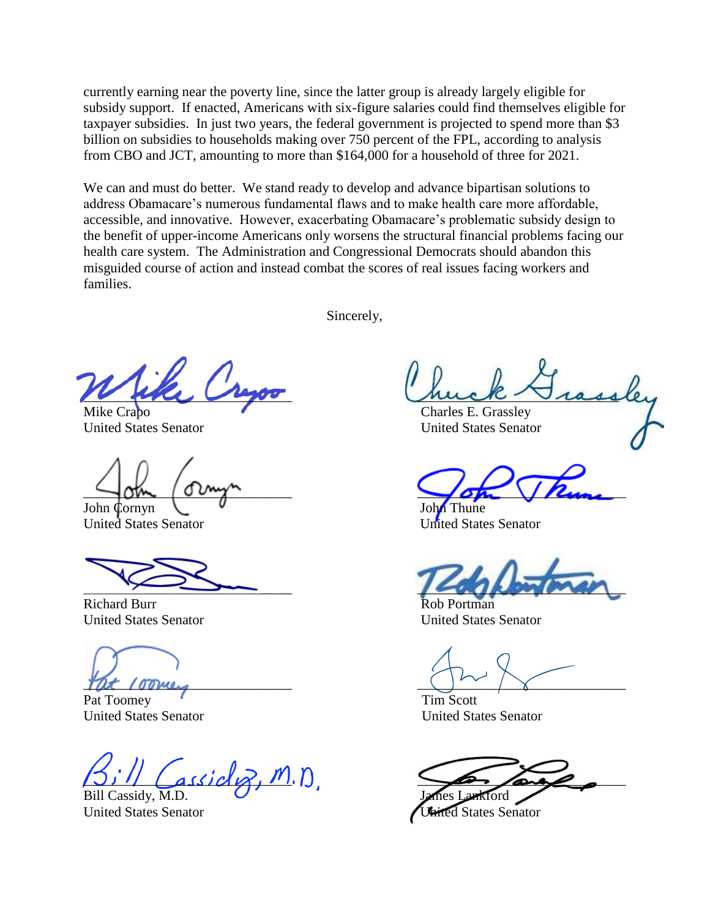currently earning near the poverty line, since the latter group is already largely eligible for subsidy support. If enacted, Americans with six-figure salaries could find themselves eligible for taxpayer subsidies. In just two years, the federal government is projected to spend more than $3 billion on subsidies to households making over 750 percent of the FPL, according to analysis from CBO and JCT, amounting to more than $164,000 for a household of three for 2021.

We can and must do better. We stand ready to develop and advance bipartisan solutions to address Obamacare's numerous fundamental flaws and to make health care more affordable, accessible, and innovative. However, exacerbating Obamacare's problematic subsidy design to the benefit of upper-income Americans only worsens the structural financial problems facing our health care system. The Administration and Congressional Democrats should abandon this misguided course of action and instead combat the scores of real issues facing workers and families.

Sincerely,

Mike Crapo
United States Senator

Charles E. Grassley
United States Senator

John Cornyn
United States Senator

John Thune
United States Senator

Richard Burr
United States Senator

Rob Portman
United States Senator

Pat Toomey
United States Senator

Tim Scott
United States Senator

Bill Cassidy, M.D.
United States Senator

James Lankford
United States Senator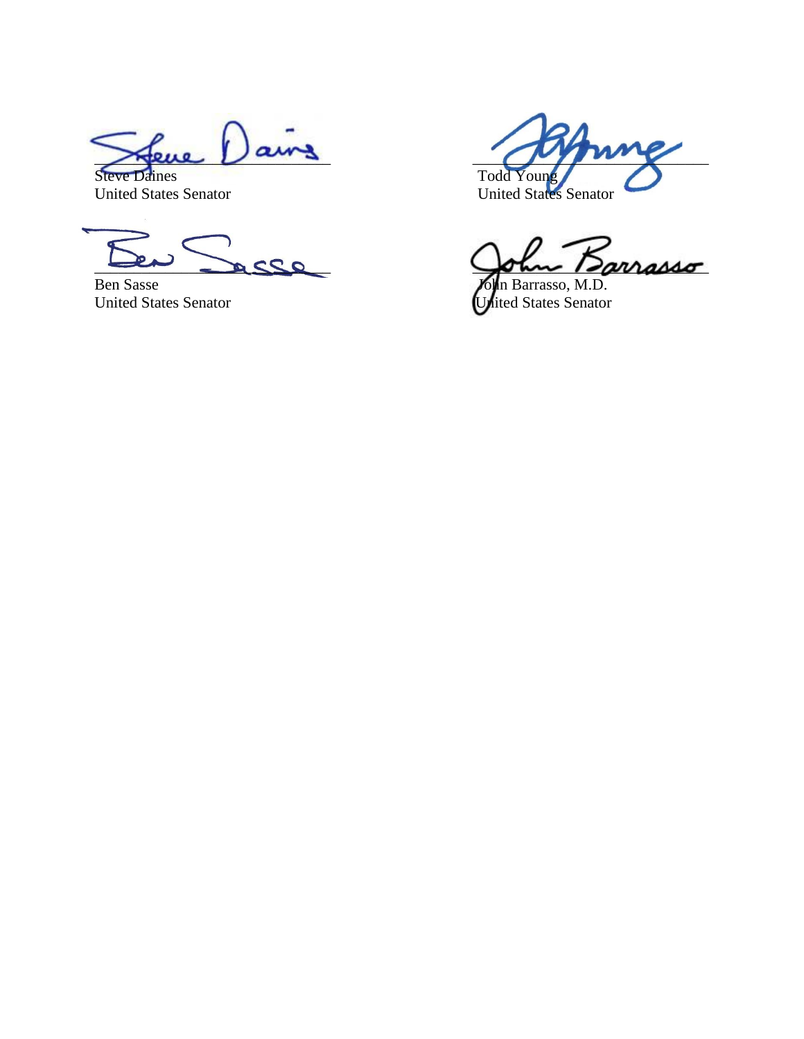Steve Daines
United States Senator

Todd Young
United States Senator

Ben Sasse
United States Senator

John Barrasso, M.D.
United States Senator